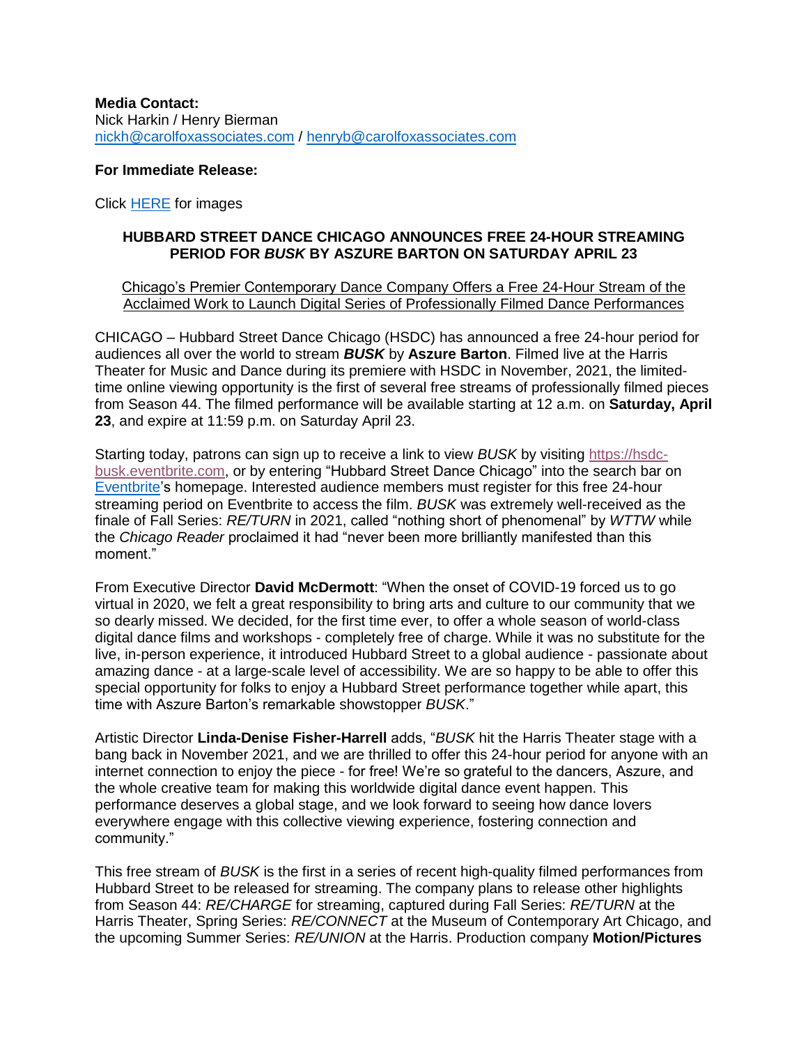**Media Contact:**
Nick Harkin / Henry Bierman
nickh@carolfoxassociates.com / henryb@carolfoxassociates.com

**For Immediate Release:**

Click HERE for images

## HUBBARD STREET DANCE CHICAGO ANNOUNCES FREE 24-HOUR STREAMING PERIOD FOR *BUSK* BY ASZURE BARTON ON SATURDAY APRIL 23

Chicago's Premier Contemporary Dance Company Offers a Free 24-Hour Stream of the Acclaimed Work to Launch Digital Series of Professionally Filmed Dance Performances

CHICAGO – Hubbard Street Dance Chicago (HSDC) has announced a free 24-hour period for audiences all over the world to stream ***BUSK*** by **Aszure Barton**. Filmed live at the Harris Theater for Music and Dance during its premiere with HSDC in November, 2021, the limited-time online viewing opportunity is the first of several free streams of professionally filmed pieces from Season 44. The filmed performance will be available starting at 12 a.m. on **Saturday, April 23**, and expire at 11:59 p.m. on Saturday April 23.

Starting today, patrons can sign up to receive a link to view *BUSK* by visiting https://hsdc-busk.eventbrite.com, or by entering "Hubbard Street Dance Chicago" into the search bar on Eventbrite's homepage. Interested audience members must register for this free 24-hour streaming period on Eventbrite to access the film. *BUSK* was extremely well-received as the finale of Fall Series: *RE/TURN* in 2021, called "nothing short of phenomenal" by *WTTW* while the *Chicago Reader* proclaimed it had "never been more brilliantly manifested than this moment."

From Executive Director **David McDermott**: "When the onset of COVID-19 forced us to go virtual in 2020, we felt a great responsibility to bring arts and culture to our community that we so dearly missed. We decided, for the first time ever, to offer a whole season of world-class digital dance films and workshops - completely free of charge. While it was no substitute for the live, in-person experience, it introduced Hubbard Street to a global audience - passionate about amazing dance - at a large-scale level of accessibility. We are so happy to be able to offer this special opportunity for folks to enjoy a Hubbard Street performance together while apart, this time with Aszure Barton's remarkable showstopper *BUSK*."

Artistic Director **Linda-Denise Fisher-Harrell** adds, "*BUSK* hit the Harris Theater stage with a bang back in November 2021, and we are thrilled to offer this 24-hour period for anyone with an internet connection to enjoy the piece - for free! We're so grateful to the dancers, Aszure, and the whole creative team for making this worldwide digital dance event happen. This performance deserves a global stage, and we look forward to seeing how dance lovers everywhere engage with this collective viewing experience, fostering connection and community."

This free stream of *BUSK* is the first in a series of recent high-quality filmed performances from Hubbard Street to be released for streaming. The company plans to release other highlights from Season 44: *RE/CHARGE* for streaming, captured during Fall Series: *RE/TURN* at the Harris Theater, Spring Series: *RE/CONNECT* at the Museum of Contemporary Art Chicago, and the upcoming Summer Series: *RE/UNION* at the Harris. Production company **Motion/Pictures**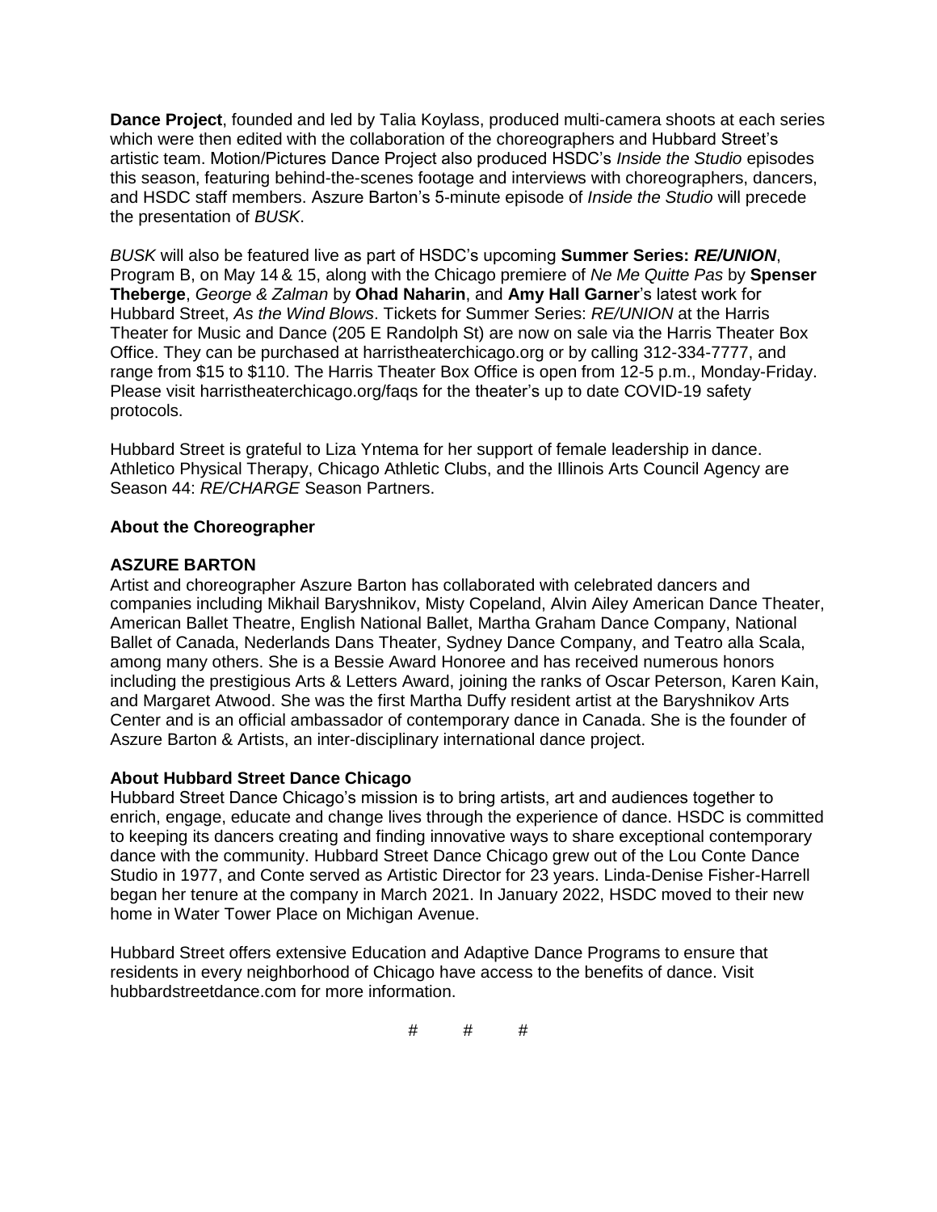**Dance Project**, founded and led by Talia Koylass, produced multi-camera shoots at each series which were then edited with the collaboration of the choreographers and Hubbard Street's artistic team. Motion/Pictures Dance Project also produced HSDC's *Inside the Studio* episodes this season, featuring behind-the-scenes footage and interviews with choreographers, dancers, and HSDC staff members. Aszure Barton's 5-minute episode of *Inside the Studio* will precede the presentation of *BUSK*.

*BUSK* will also be featured live as part of HSDC's upcoming **Summer Series: *RE/UNION***, Program B, on May 14 & 15, along with the Chicago premiere of *Ne Me Quitte Pas* by **Spenser Theberge**, *George & Zalman* by **Ohad Naharin**, and **Amy Hall Garner**'s latest work for Hubbard Street, *As the Wind Blows*. Tickets for Summer Series: *RE/UNION* at the Harris Theater for Music and Dance (205 E Randolph St) are now on sale via the Harris Theater Box Office. They can be purchased at harristheaterchicago.org or by calling 312-334-7777, and range from $15 to $110. The Harris Theater Box Office is open from 12-5 p.m., Monday-Friday. Please visit harristheaterchicago.org/faqs for the theater's up to date COVID-19 safety protocols.

Hubbard Street is grateful to Liza Yntema for her support of female leadership in dance. Athletico Physical Therapy, Chicago Athletic Clubs, and the Illinois Arts Council Agency are Season 44: *RE/CHARGE* Season Partners.

**About the Choreographer**

**ASZURE BARTON**

Artist and choreographer Aszure Barton has collaborated with celebrated dancers and companies including Mikhail Baryshnikov, Misty Copeland, Alvin Ailey American Dance Theater, American Ballet Theatre, English National Ballet, Martha Graham Dance Company, National Ballet of Canada, Nederlands Dans Theater, Sydney Dance Company, and Teatro alla Scala, among many others. She is a Bessie Award Honoree and has received numerous honors including the prestigious Arts & Letters Award, joining the ranks of Oscar Peterson, Karen Kain, and Margaret Atwood. She was the first Martha Duffy resident artist at the Baryshnikov Arts Center and is an official ambassador of contemporary dance in Canada. She is the founder of Aszure Barton & Artists, an inter-disciplinary international dance project.

**About Hubbard Street Dance Chicago**

Hubbard Street Dance Chicago's mission is to bring artists, art and audiences together to enrich, engage, educate and change lives through the experience of dance. HSDC is committed to keeping its dancers creating and finding innovative ways to share exceptional contemporary dance with the community. Hubbard Street Dance Chicago grew out of the Lou Conte Dance Studio in 1977, and Conte served as Artistic Director for 23 years. Linda-Denise Fisher-Harrell began her tenure at the company in March 2021. In January 2022, HSDC moved to their new home in Water Tower Place on Michigan Avenue.

Hubbard Street offers extensive Education and Adaptive Dance Programs to ensure that residents in every neighborhood of Chicago have access to the benefits of dance. Visit hubbardstreetdance.com for more information.

# # #